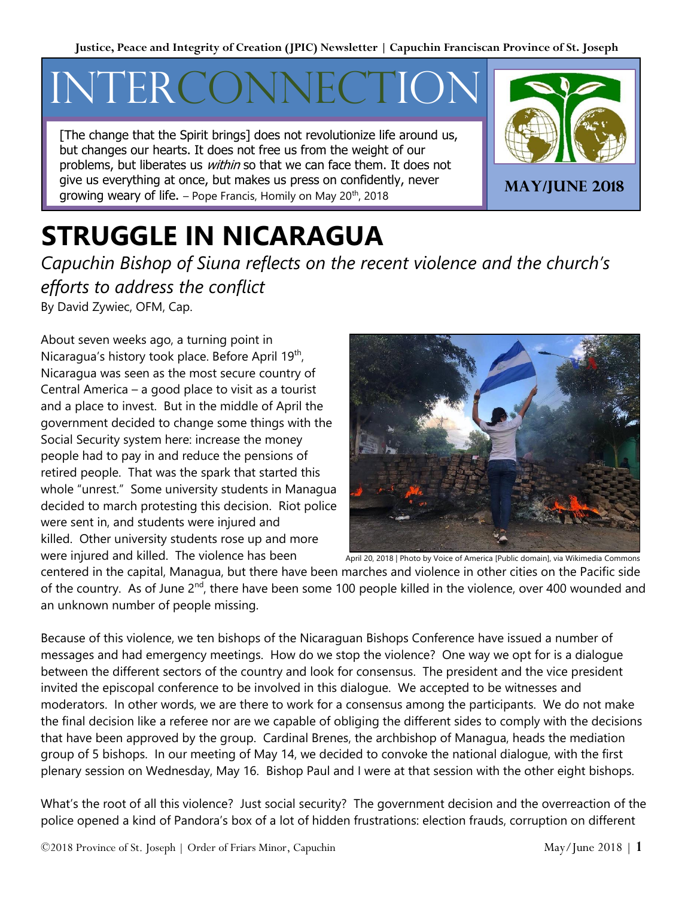Justice, Peace and Integrity of Creation (JPIC) Newsletter | Capuchin Franciscan Province of St. Joseph

# INTERCONNECTION

[The change that the Spirit brings] does not revolutionize life around us, but changes our hearts. It does not free us from the weight of our problems, but liberates us *within* so that we can face them. It does not give us everything at once, but makes us press on confidently, never growing weary of life. – Pope Francis, Homily on May 20th, 2018

**MAY/JUNE 2018**

# STRUGGLE IN NICARAGUA

*Capuchin Bishop of Siuna reflects on the recent violence and the church's efforts to address the conflict*

By David Zywiec, OFM, Cap.

About seven weeks ago, a turning point in Nicaragua's history took place. Before April 19th, Nicaragua was seen as the most secure country of Central America – a good place to visit as a tourist and a place to invest. But in the middle of April the government decided to change some things with the Social Security system here: increase the money people had to pay in and reduce the pensions of retired people. That was the spark that started this whole "unrest." Some university students in Managua decided to march protesting this decision. Riot police were sent in, and students were injured and killed. Other university students rose up and more were injured and killed. The violence has been centered in the capital, Managua, but there have been marches and violence in other cities on the Pacific side of the country. As of June 2nd, there have been some 100 people killed in the violence, over 400 wounded and an unknown number of people missing.

April 20, 2018 | Photo by Voice of America [Public domain], via Wikimedia Commons

Because of this violence, we ten bishops of the Nicaraguan Bishops Conference have issued a number of messages and had emergency meetings. How do we stop the violence? One way we opt for is a dialogue between the different sectors of the country and look for consensus. The president and the vice president invited the episcopal conference to be involved in this dialogue. We accepted to be witnesses and moderators. In other words, we are there to work for a consensus among the participants. We do not make the final decision like a referee nor are we capable of obliging the different sides to comply with the decisions that have been approved by the group. Cardinal Brenes, the archbishop of Managua, heads the mediation group of 5 bishops. In our meeting of May 14, we decided to convoke the national dialogue, with the first plenary session on Wednesday, May 16. Bishop Paul and I were at that session with the other eight bishops.

What's the root of all this violence? Just social security? The government decision and the overreaction of the police opened a kind of Pandora's box of a lot of hidden frustrations: election frauds, corruption on different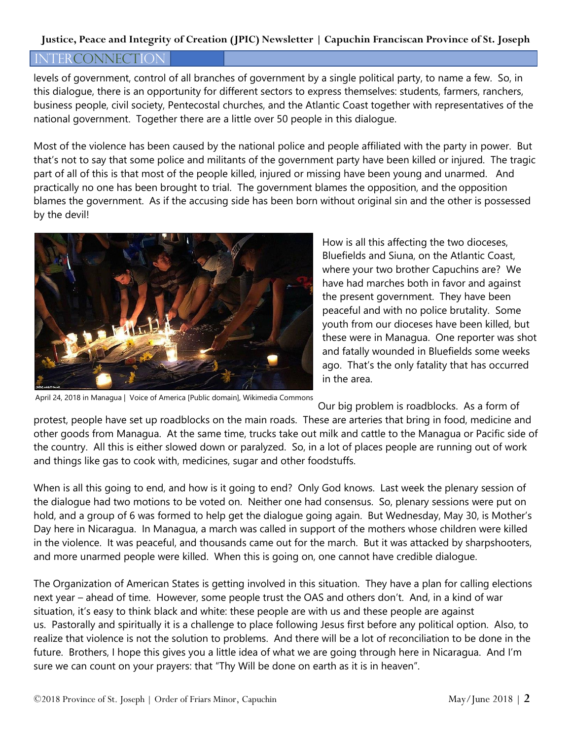levels of government, control of all branches of government by a single political party, to name a few. So, in this dialogue, there is an opportunity for different sectors to express themselves: students, farmers, ranchers, business people, civil society, Pentecostal churches, and the Atlantic Coast together with representatives of the national government. Together there are a little over 50 people in this dialogue.

Most of the violence has been caused by the national police and people affiliated with the party in power. But that's not to say that some police and militants of the government party have been killed or injured. The tragic part of all of this is that most of the people killed, injured or missing have been young and unarmed. And practically no one has been brought to trial. The government blames the opposition, and the opposition blames the government. As if the accusing side has been born without original sin and the other is possessed by the devil!

April 24, 2018 in Managua | Voice of America [Public domain], Wikimedia Commons

How is all this affecting the two dioceses, Bluefields and Siuna, on the Atlantic Coast, where your two brother Capuchins are? We have had marches both in favor and against the present government. They have been peaceful and with no police brutality. Some youth from our dioceses have been killed, but these were in Managua. One reporter was shot and fatally wounded in Bluefields some weeks ago. That's the only fatality that has occurred in the area.

Our big problem is roadblocks. As a form of protest, people have set up roadblocks on the main roads. These are arteries that bring in food, medicine and other goods from Managua. At the same time, trucks take out milk and cattle to the Managua or Pacific side of the country. All this is either slowed down or paralyzed. So, in a lot of places people are running out of work and things like gas to cook with, medicines, sugar and other foodstuffs.

When is all this going to end, and how is it going to end? Only God knows. Last week the plenary session of the dialogue had two motions to be voted on. Neither one had consensus. So, plenary sessions were put on hold, and a group of 6 was formed to help get the dialogue going again. But Wednesday, May 30, is Mother's Day here in Nicaragua. In Managua, a march was called in support of the mothers whose children were killed in the violence. It was peaceful, and thousands came out for the march. But it was attacked by sharpshooters, and more unarmed people were killed. When this is going on, one cannot have credible dialogue.

The Organization of American States is getting involved in this situation. They have a plan for calling elections next year – ahead of time. However, some people trust the OAS and others don't. And, in a kind of war situation, it's easy to think black and white: these people are with us and these people are against us. Pastorally and spiritually it is a challenge to place following Jesus first before any political option. Also, to realize that violence is not the solution to problems. And there will be a lot of reconciliation to be done in the future. Brothers, I hope this gives you a little idea of what we are going through here in Nicaragua. And I'm sure we can count on your prayers: that "Thy Will be done on earth as it is in heaven".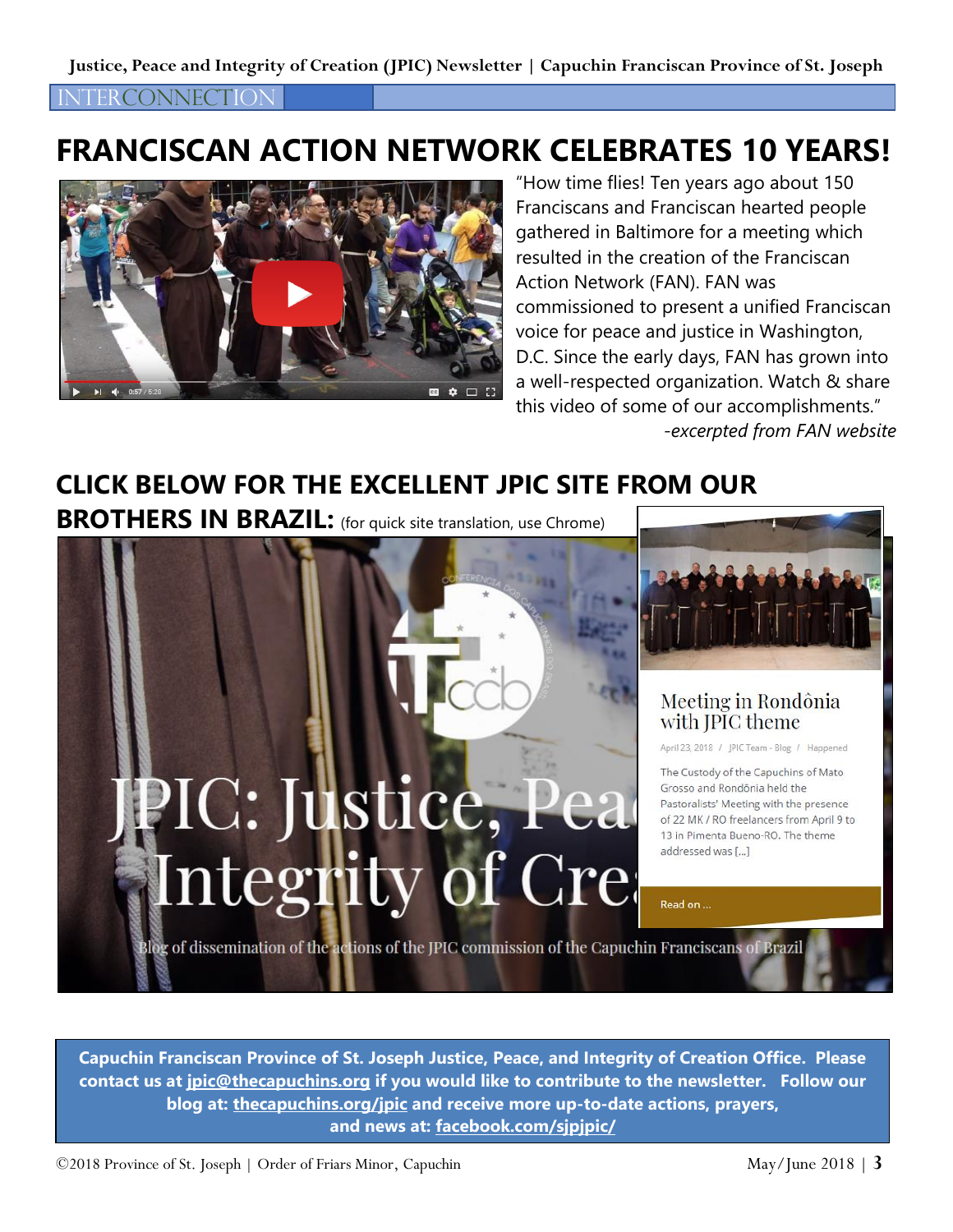# FRANCISCAN ACTION NETWORK CELEBRATES 10 YEARS!

"How time flies! Ten years ago about 150 Franciscans and Franciscan hearted people gathered in Baltimore for a meeting which resulted in the creation of the Franciscan Action Network (FAN). FAN was commissioned to present a unified Franciscan voice for peace and justice in Washington, D.C. Since the early days, FAN has grown into a well-respected organization. Watch & share this video of some of our accomplishments."

*-excerpted from FAN website*

## CLICK BELOW FOR THE EXCELLENT JPIC SITE FROM OUR BROTHERS IN BRAZIL: (for quick site translation, use Chrome)

**Capuchin Franciscan Province of St. Joseph Justice, Peace, and Integrity of Creation Office. Please contact us at jpic@thecapuchins.org if you would like to contribute to the newsletter. Follow our blog at: thecapuchins.org/jpic and receive more up-to-date actions, prayers, and news at: facebook.com/sjpjpic/**